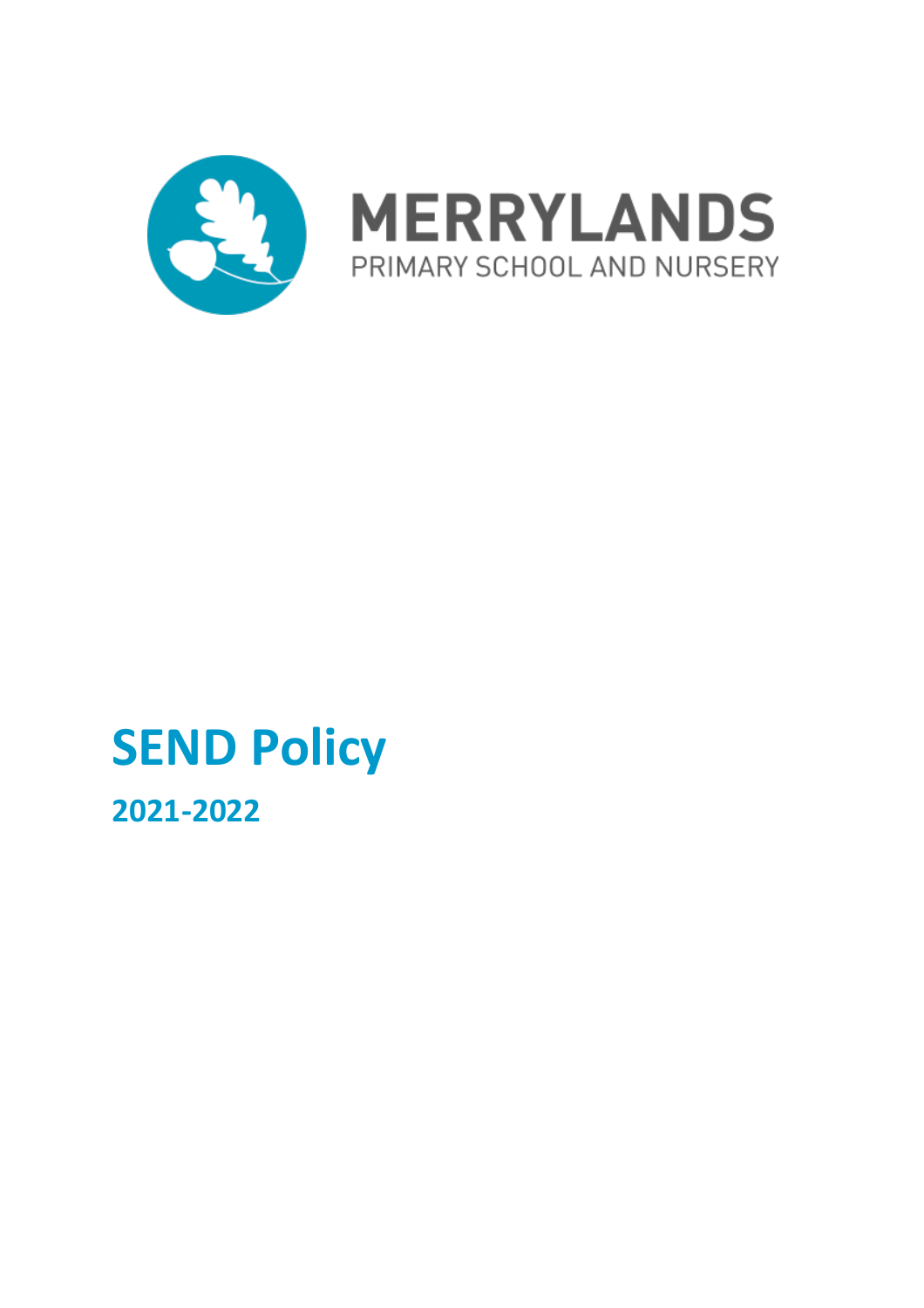MERRYLANDS

PRIMARY SCHOOL AND NURSERY

# SEND Policy

## 2021-2022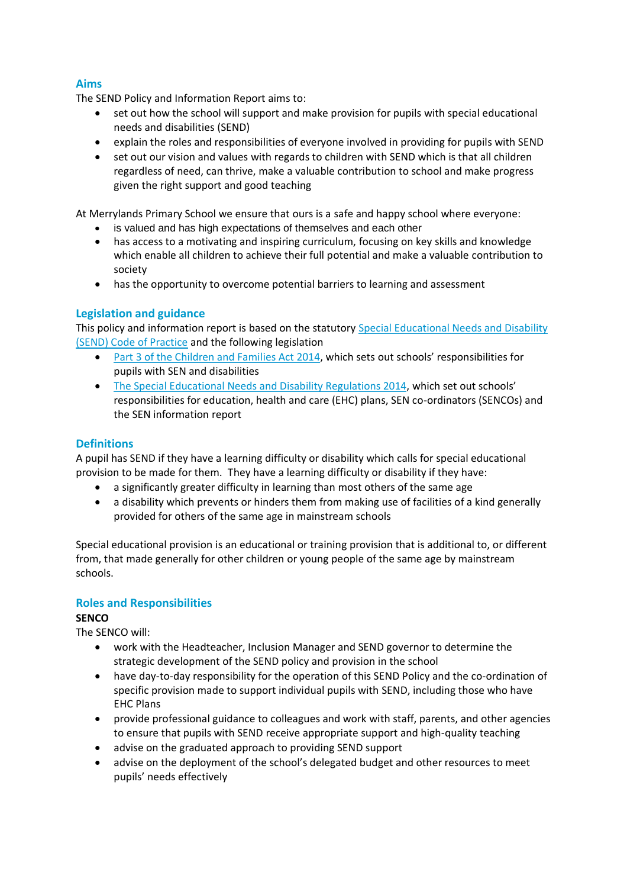## Aims

The SEND Policy and Information Report aims to:

- set out how the school will support and make provision for pupils with special educational needs and disabilities (SEND)
- explain the roles and responsibilities of everyone involved in providing for pupils with SEND
- set out our vision and values with regards to children with SEND which is that all children regardless of need, can thrive, make a valuable contribution to school and make progress given the right support and good teaching

At Merrylands Primary School we ensure that ours is a safe and happy school where everyone:

- is valued and has high expectations of themselves and each other
- has access to a motivating and inspiring curriculum, focusing on key skills and knowledge which enable all children to achieve their full potential and make a valuable contribution to society
- has the opportunity to overcome potential barriers to learning and assessment

## Legislation and guidance

This policy and information report is based on the statutory Special Educational Needs and Disability (SEND) Code of Practice and the following legislation

- Part 3 of the Children and Families Act 2014, which sets out schools' responsibilities for pupils with SEN and disabilities
- The Special Educational Needs and Disability Regulations 2014, which set out schools' responsibilities for education, health and care (EHC) plans, SEN co-ordinators (SENCOs) and the SEN information report

## Definitions

A pupil has SEND if they have a learning difficulty or disability which calls for special educational provision to be made for them. They have a learning difficulty or disability if they have:

- a significantly greater difficulty in learning than most others of the same age
- a disability which prevents or hinders them from making use of facilities of a kind generally provided for others of the same age in mainstream schools

Special educational provision is an educational or training provision that is additional to, or different from, that made generally for other children or young people of the same age by mainstream schools.

## Roles and Responsibilities

**SENCO**

The SENCO will:

- work with the Headteacher, Inclusion Manager and SEND governor to determine the strategic development of the SEND policy and provision in the school
- have day-to-day responsibility for the operation of this SEND Policy and the co-ordination of specific provision made to support individual pupils with SEND, including those who have EHC Plans
- provide professional guidance to colleagues and work with staff, parents, and other agencies to ensure that pupils with SEND receive appropriate support and high-quality teaching
- advise on the graduated approach to providing SEND support
- advise on the deployment of the school's delegated budget and other resources to meet pupils' needs effectively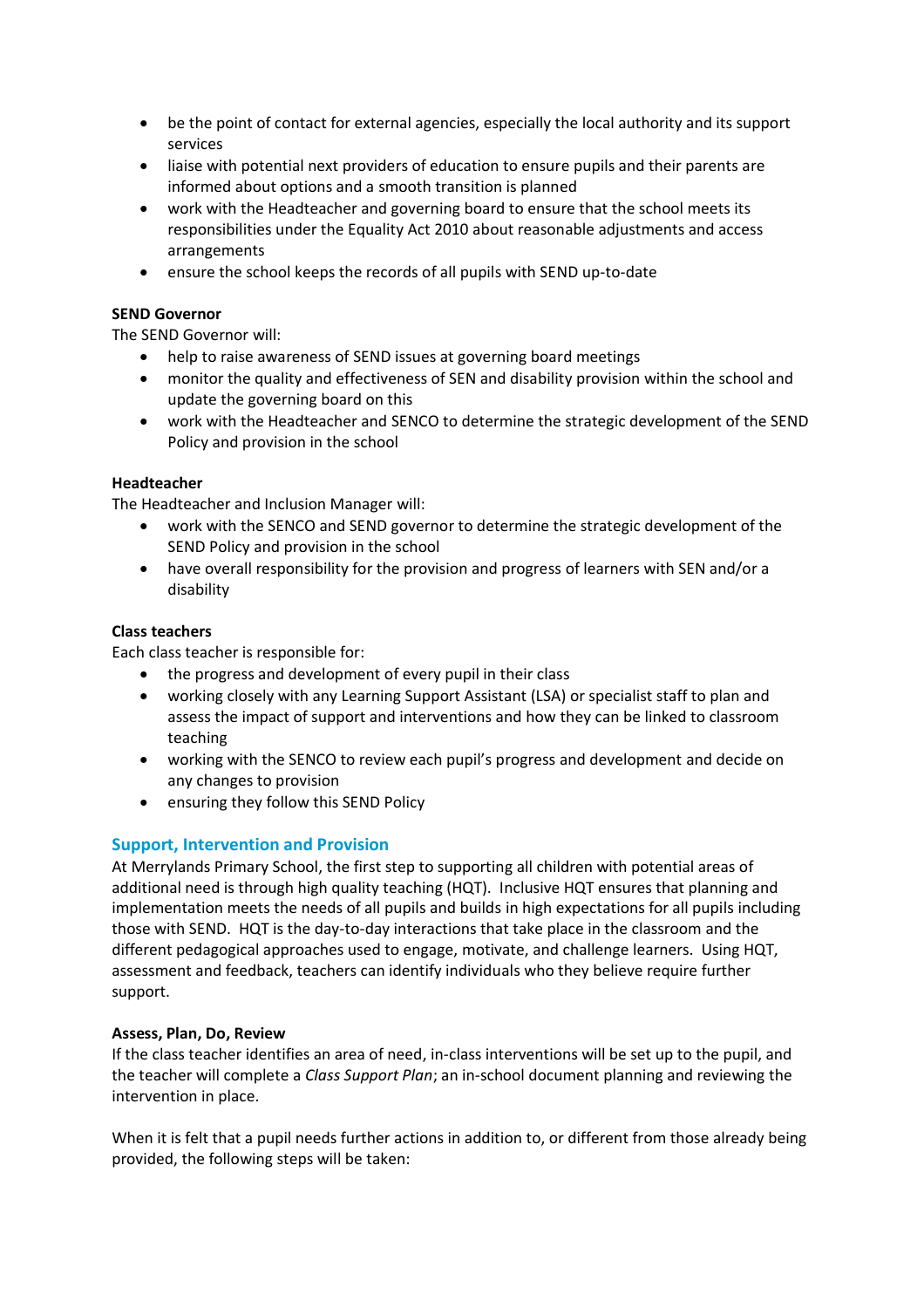- be the point of contact for external agencies, especially the local authority and its support services
- liaise with potential next providers of education to ensure pupils and their parents are informed about options and a smooth transition is planned
- work with the Headteacher and governing board to ensure that the school meets its responsibilities under the Equality Act 2010 about reasonable adjustments and access arrangements
- ensure the school keeps the records of all pupils with SEND up-to-date

**SEND Governor**

The SEND Governor will:

- help to raise awareness of SEND issues at governing board meetings
- monitor the quality and effectiveness of SEN and disability provision within the school and update the governing board on this
- work with the Headteacher and SENCO to determine the strategic development of the SEND Policy and provision in the school

**Headteacher**

The Headteacher and Inclusion Manager will:

- work with the SENCO and SEND governor to determine the strategic development of the SEND Policy and provision in the school
- have overall responsibility for the provision and progress of learners with SEN and/or a disability

**Class teachers**

Each class teacher is responsible for:

- the progress and development of every pupil in their class
- working closely with any Learning Support Assistant (LSA) or specialist staff to plan and assess the impact of support and interventions and how they can be linked to classroom teaching
- working with the SENCO to review each pupil's progress and development and decide on any changes to provision
- ensuring they follow this SEND Policy

## Support, Intervention and Provision

At Merrylands Primary School, the first step to supporting all children with potential areas of additional need is through high quality teaching (HQT). Inclusive HQT ensures that planning and implementation meets the needs of all pupils and builds in high expectations for all pupils including those with SEND. HQT is the day-to-day interactions that take place in the classroom and the different pedagogical approaches used to engage, motivate, and challenge learners. Using HQT, assessment and feedback, teachers can identify individuals who they believe require further support.

**Assess, Plan, Do, Review**

If the class teacher identifies an area of need, in-class interventions will be set up to the pupil, and the teacher will complete a *Class Support Plan*; an in-school document planning and reviewing the intervention in place.

When it is felt that a pupil needs further actions in addition to, or different from those already being provided, the following steps will be taken: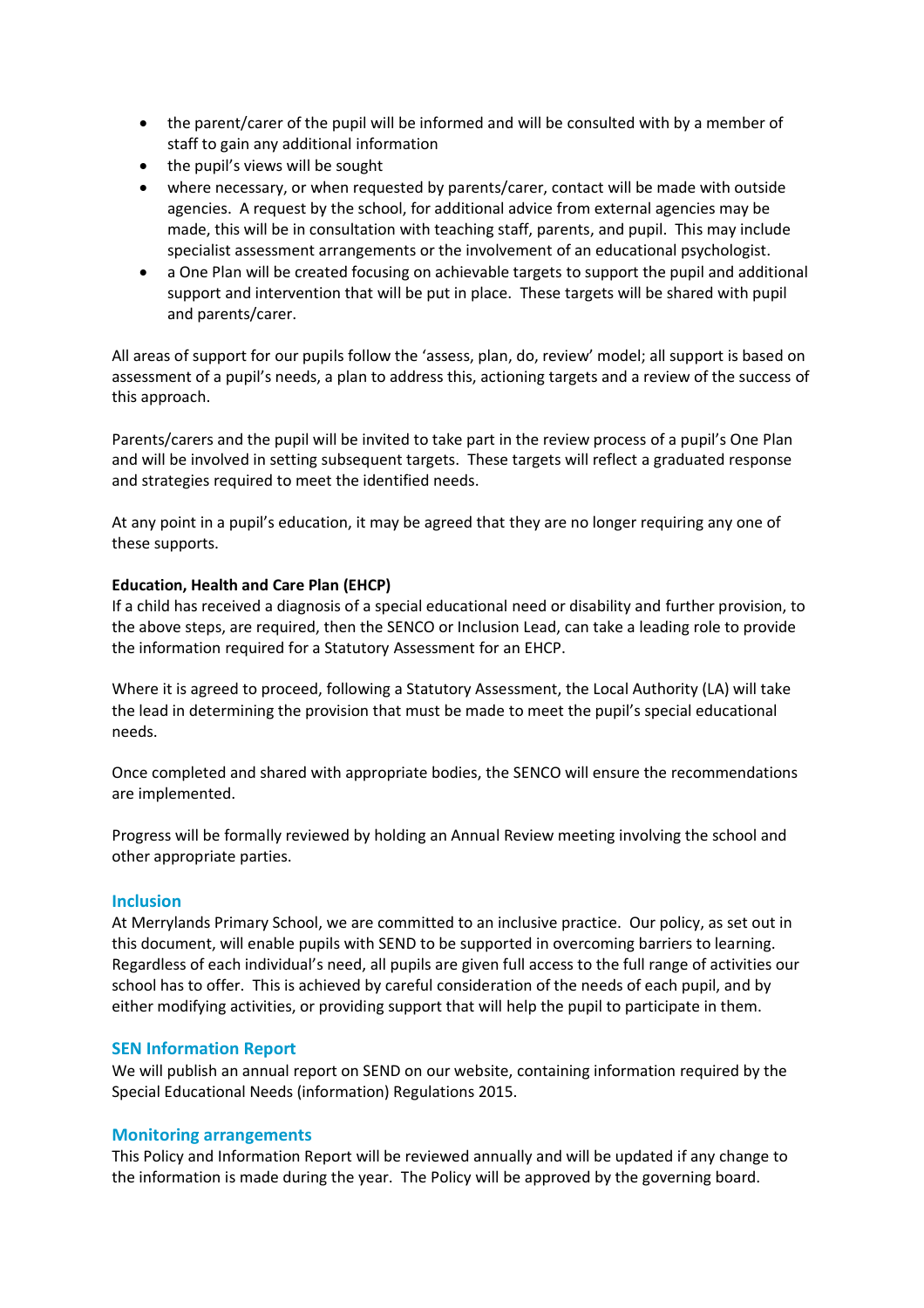- the parent/carer of the pupil will be informed and will be consulted with by a member of staff to gain any additional information
- the pupil's views will be sought
- where necessary, or when requested by parents/carer, contact will be made with outside agencies. A request by the school, for additional advice from external agencies may be made, this will be in consultation with teaching staff, parents, and pupil. This may include specialist assessment arrangements or the involvement of an educational psychologist.
- a One Plan will be created focusing on achievable targets to support the pupil and additional support and intervention that will be put in place. These targets will be shared with pupil and parents/carer.

All areas of support for our pupils follow the 'assess, plan, do, review' model; all support is based on assessment of a pupil's needs, a plan to address this, actioning targets and a review of the success of this approach.

Parents/carers and the pupil will be invited to take part in the review process of a pupil's One Plan and will be involved in setting subsequent targets. These targets will reflect a graduated response and strategies required to meet the identified needs.

At any point in a pupil's education, it may be agreed that they are no longer requiring any one of these supports.

**Education, Health and Care Plan (EHCP)**

If a child has received a diagnosis of a special educational need or disability and further provision, to the above steps, are required, then the SENCO or Inclusion Lead, can take a leading role to provide the information required for a Statutory Assessment for an EHCP.

Where it is agreed to proceed, following a Statutory Assessment, the Local Authority (LA) will take the lead in determining the provision that must be made to meet the pupil's special educational needs.

Once completed and shared with appropriate bodies, the SENCO will ensure the recommendations are implemented.

Progress will be formally reviewed by holding an Annual Review meeting involving the school and other appropriate parties.

## Inclusion

At Merrylands Primary School, we are committed to an inclusive practice. Our policy, as set out in this document, will enable pupils with SEND to be supported in overcoming barriers to learning. Regardless of each individual's need, all pupils are given full access to the full range of activities our school has to offer. This is achieved by careful consideration of the needs of each pupil, and by either modifying activities, or providing support that will help the pupil to participate in them.

## SEN Information Report

We will publish an annual report on SEND on our website, containing information required by the Special Educational Needs (information) Regulations 2015.

## Monitoring arrangements

This Policy and Information Report will be reviewed annually and will be updated if any change to the information is made during the year. The Policy will be approved by the governing board.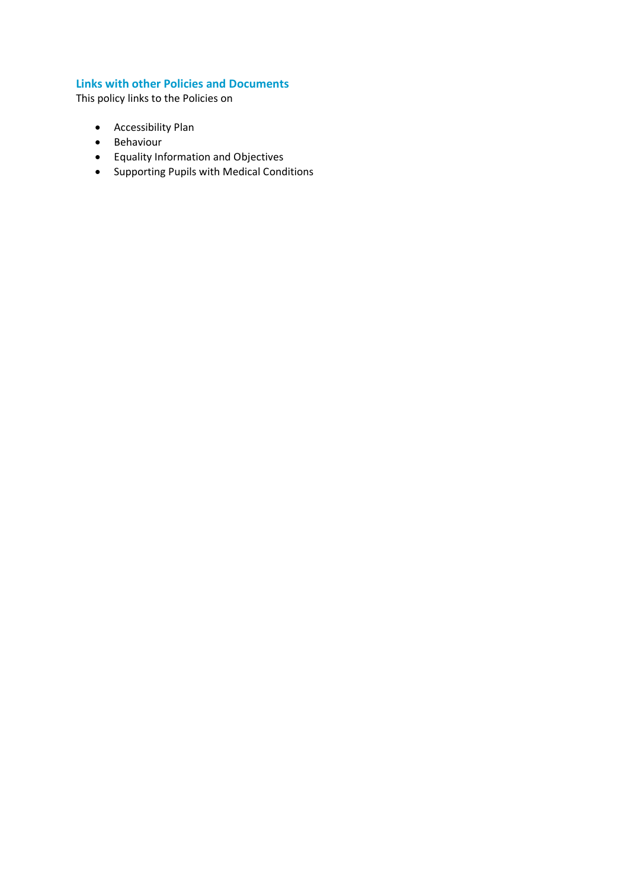## Links with other Policies and Documents

This policy links to the Policies on

- Accessibility Plan
- Behaviour
- Equality Information and Objectives
- Supporting Pupils with Medical Conditions